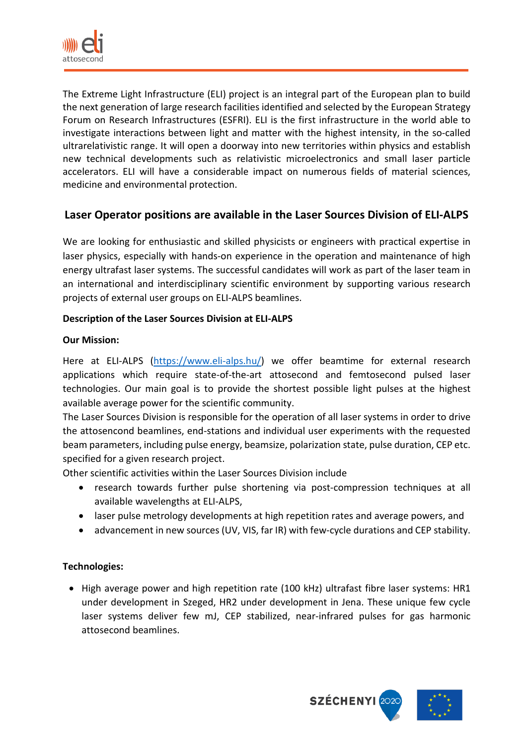The Extreme Light Infrastructure (ELI) project is an integral part of the European plan to build the next generation of large research facilities identified and selected by the European Strategy Forum on Research Infrastructures (ESFRI). ELI is the first infrastructure in the world able to investigate interactions between light and matter with the highest intensity, in the so-called ultrarelativistic range. It will open a doorway into new territories within physics and establish new technical developments such as relativistic microelectronics and small laser particle accelerators. ELI will have a considerable impact on numerous fields of material sciences, medicine and environmental protection.

## Laser Operator positions are available in the Laser Sources Division of ELI-ALPS

We are looking for enthusiastic and skilled physicists or engineers with practical expertise in laser physics, especially with hands-on experience in the operation and maintenance of high energy ultrafast laser systems. The successful candidates will work as part of the laser team in an international and interdisciplinary scientific environment by supporting various research projects of external user groups on ELI-ALPS beamlines.

**Description of the Laser Sources Division at ELI-ALPS**

**Our Mission:**

Here at ELI-ALPS ([https://www.eli-alps.hu/](https://www.eli-alps.hu/)) we offer beamtime for external research applications which require state-of-the-art attosecond and femtosecond pulsed laser technologies. Our main goal is to provide the shortest possible light pulses at the highest available average power for the scientific community.
The Laser Sources Division is responsible for the operation of all laser systems in order to drive the attosencond beamlines, end-stations and individual user experiments with the requested beam parameters, including pulse energy, beamsize, polarization state, pulse duration, CEP etc. specified for a given research project.
Other scientific activities within the Laser Sources Division include

- research towards further pulse shortening via post-compression techniques at all available wavelengths at ELI-ALPS,
- laser pulse metrology developments at high repetition rates and average powers, and
- advancement in new sources (UV, VIS, far IR) with few-cycle durations and CEP stability.

**Technologies:**

- High average power and high repetition rate (100 kHz) ultrafast fibre laser systems: HR1 under development in Szeged, HR2 under development in Jena. These unique few cycle laser systems deliver few mJ, CEP stabilized, near-infrared pulses for gas harmonic attosecond beamlines.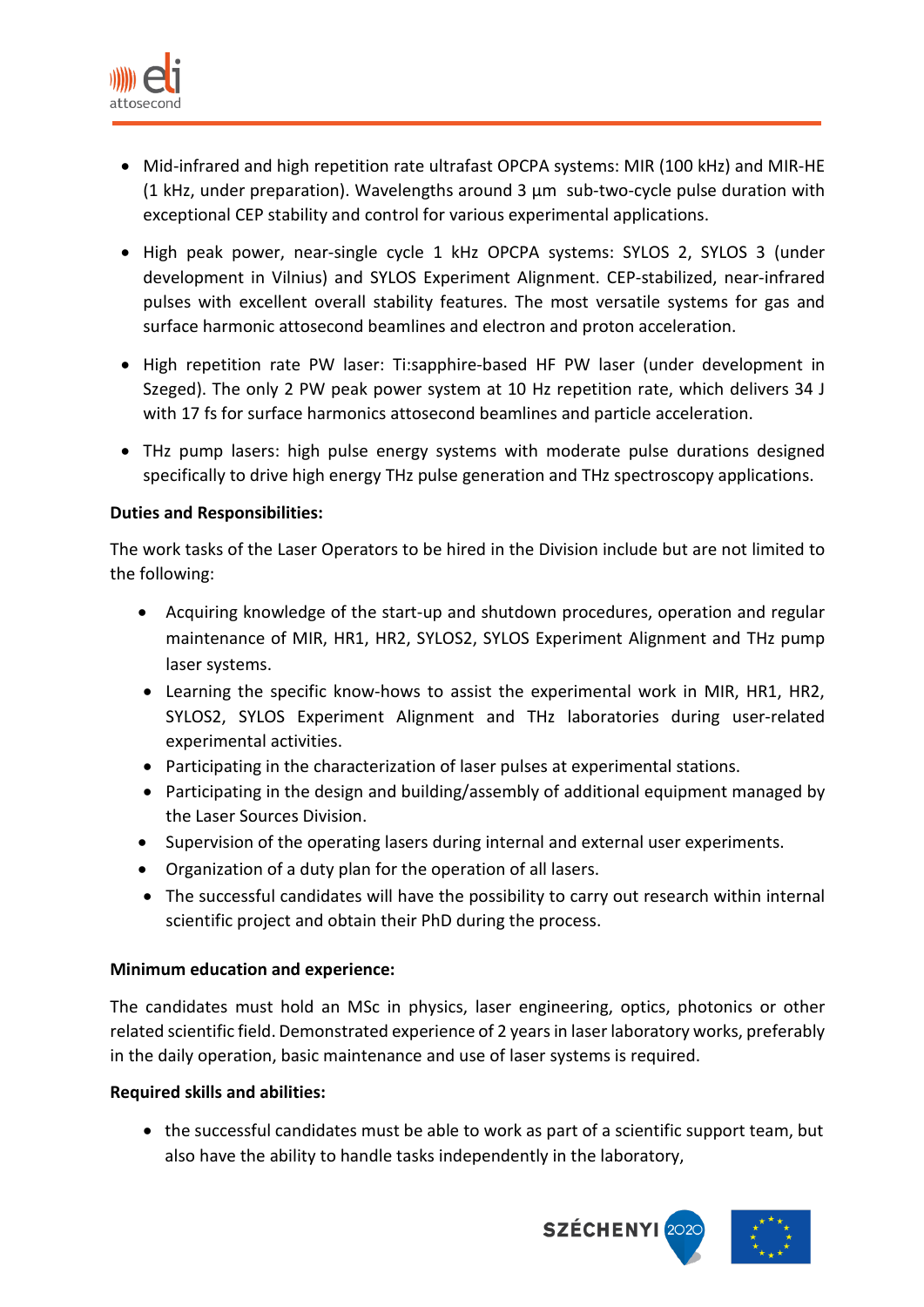- Mid-infrared and high repetition rate ultrafast OPCPA systems: MIR (100 kHz) and MIR-HE (1 kHz, under preparation). Wavelengths around 3 µm sub-two-cycle pulse duration with exceptional CEP stability and control for various experimental applications.
- High peak power, near-single cycle 1 kHz OPCPA systems: SYLOS 2, SYLOS 3 (under development in Vilnius) and SYLOS Experiment Alignment. CEP-stabilized, near-infrared pulses with excellent overall stability features. The most versatile systems for gas and surface harmonic attosecond beamlines and electron and proton acceleration.
- High repetition rate PW laser: Ti:sapphire-based HF PW laser (under development in Szeged). The only 2 PW peak power system at 10 Hz repetition rate, which delivers 34 J with 17 fs for surface harmonics attosecond beamlines and particle acceleration.
- THz pump lasers: high pulse energy systems with moderate pulse durations designed specifically to drive high energy THz pulse generation and THz spectroscopy applications.

**Duties and Responsibilities:**

The work tasks of the Laser Operators to be hired in the Division include but are not limited to the following:

- Acquiring knowledge of the start-up and shutdown procedures, operation and regular maintenance of MIR, HR1, HR2, SYLOS2, SYLOS Experiment Alignment and THz pump laser systems.
- Learning the specific know-hows to assist the experimental work in MIR, HR1, HR2, SYLOS2, SYLOS Experiment Alignment and THz laboratories during user-related experimental activities.
- Participating in the characterization of laser pulses at experimental stations.
- Participating in the design and building/assembly of additional equipment managed by the Laser Sources Division.
- Supervision of the operating lasers during internal and external user experiments.
- Organization of a duty plan for the operation of all lasers.
- The successful candidates will have the possibility to carry out research within internal scientific project and obtain their PhD during the process.

**Minimum education and experience:**

The candidates must hold an MSc in physics, laser engineering, optics, photonics or other related scientific field. Demonstrated experience of 2 years in laser laboratory works, preferably in the daily operation, basic maintenance and use of laser systems is required.

**Required skills and abilities:**

- the successful candidates must be able to work as part of a scientific support team, but also have the ability to handle tasks independently in the laboratory,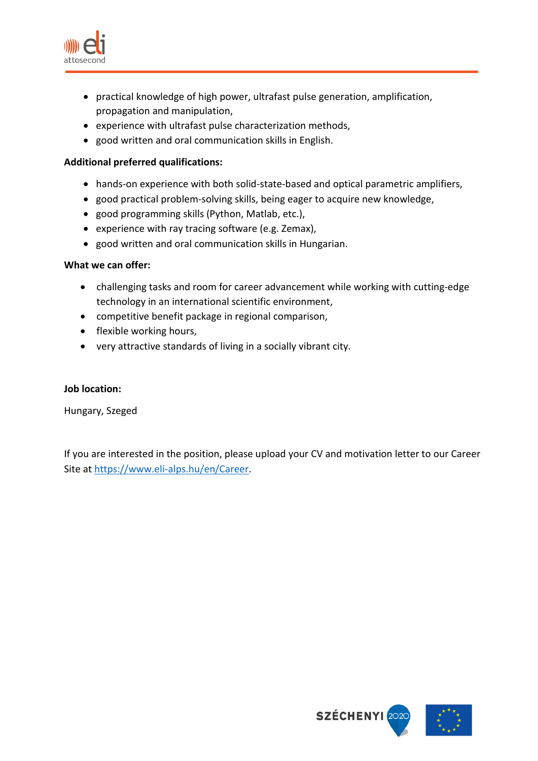- practical knowledge of high power, ultrafast pulse generation, amplification, propagation and manipulation,
- experience with ultrafast pulse characterization methods,
- good written and oral communication skills in English.

**Additional preferred qualifications:**

- hands-on experience with both solid-state-based and optical parametric amplifiers,
- good practical problem-solving skills, being eager to acquire new knowledge,
- good programming skills (Python, Matlab, etc.),
- experience with ray tracing software (e.g. Zemax),
- good written and oral communication skills in Hungarian.

**What we can offer:**

- challenging tasks and room for career advancement while working with cutting-edge technology in an international scientific environment,
- competitive benefit package in regional comparison,
- flexible working hours,
- very attractive standards of living in a socially vibrant city.

**Job location:**

Hungary, Szeged

If you are interested in the position, please upload your CV and motivation letter to our Career Site at https://www.eli-alps.hu/en/Career.